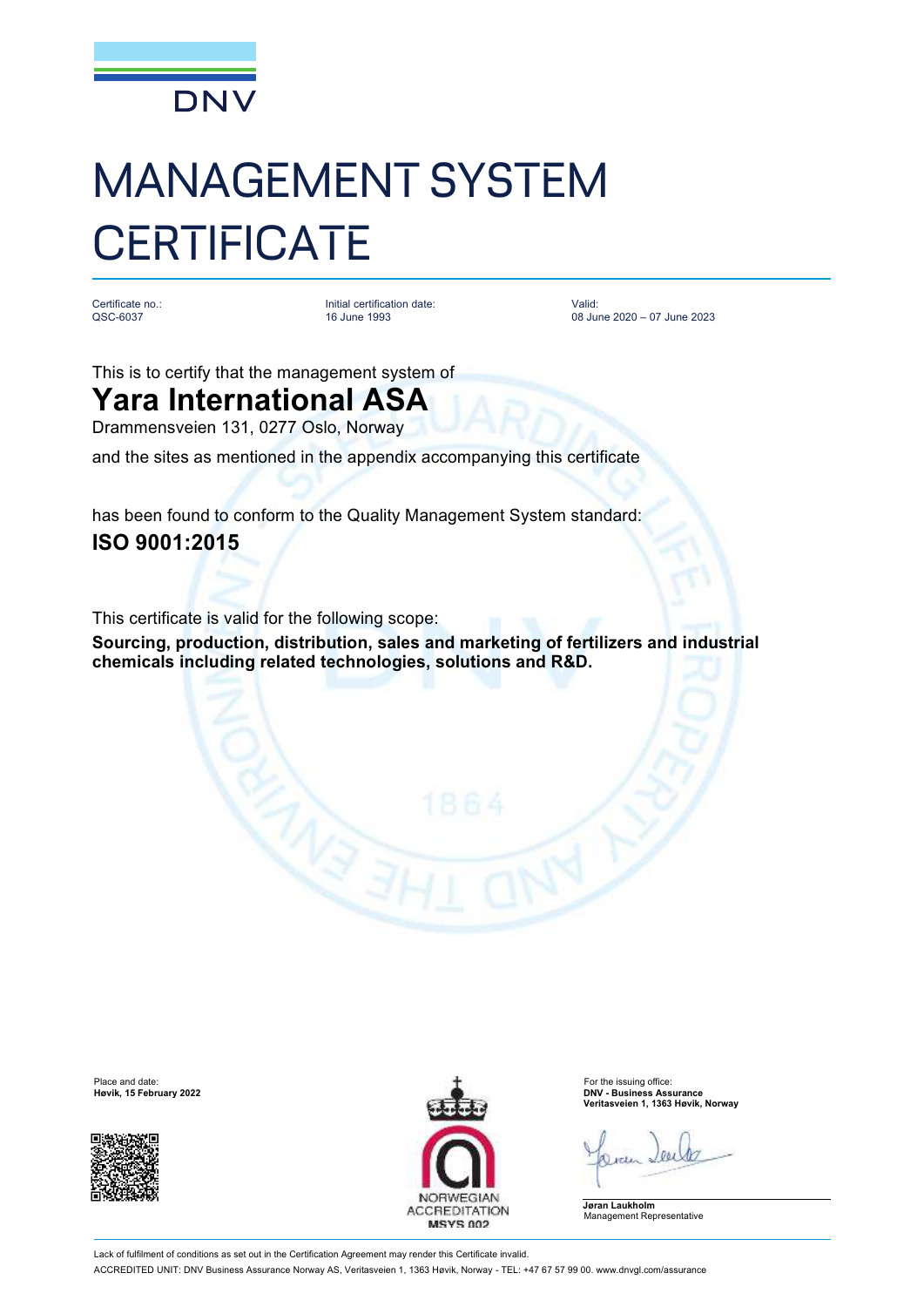DNV

# MANAGEMENT SYSTEM CERTIFICATE

| Certificate no.: | Initial certification date: | Valid: |
| --- | --- | --- |
| QSC-6037 | 16 June 1993 | 08 June 2020 – 07 June 2023 |

This is to certify that the management system of

## Yara International ASA

Drammensveien 131, 0277 Oslo, Norway

and the sites as mentioned in the appendix accompanying this certificate

has been found to conform to the Quality Management System standard:

**ISO 9001:2015**

This certificate is valid for the following scope:

**Sourcing, production, distribution, sales and marketing of fertilizers and industrial chemicals including related technologies, solutions and R&D.**

Place and date:
**Høvik, 15 February 2022**

NORWEGIAN ACCREDITATION
MSYS 002

For the issuing office:
**DNV - Business Assurance**
**Veritasveien 1, 1363 Høvik, Norway**

**Jøran Laukholm**
Management Representative

Lack of fulfilment of conditions as set out in the Certification Agreement may render this Certificate invalid.

ACCREDITED UNIT: DNV Business Assurance Norway AS, Veritasveien 1, 1363 Høvik, Norway - TEL: +47 67 57 99 00. www.dnvgl.com/assurance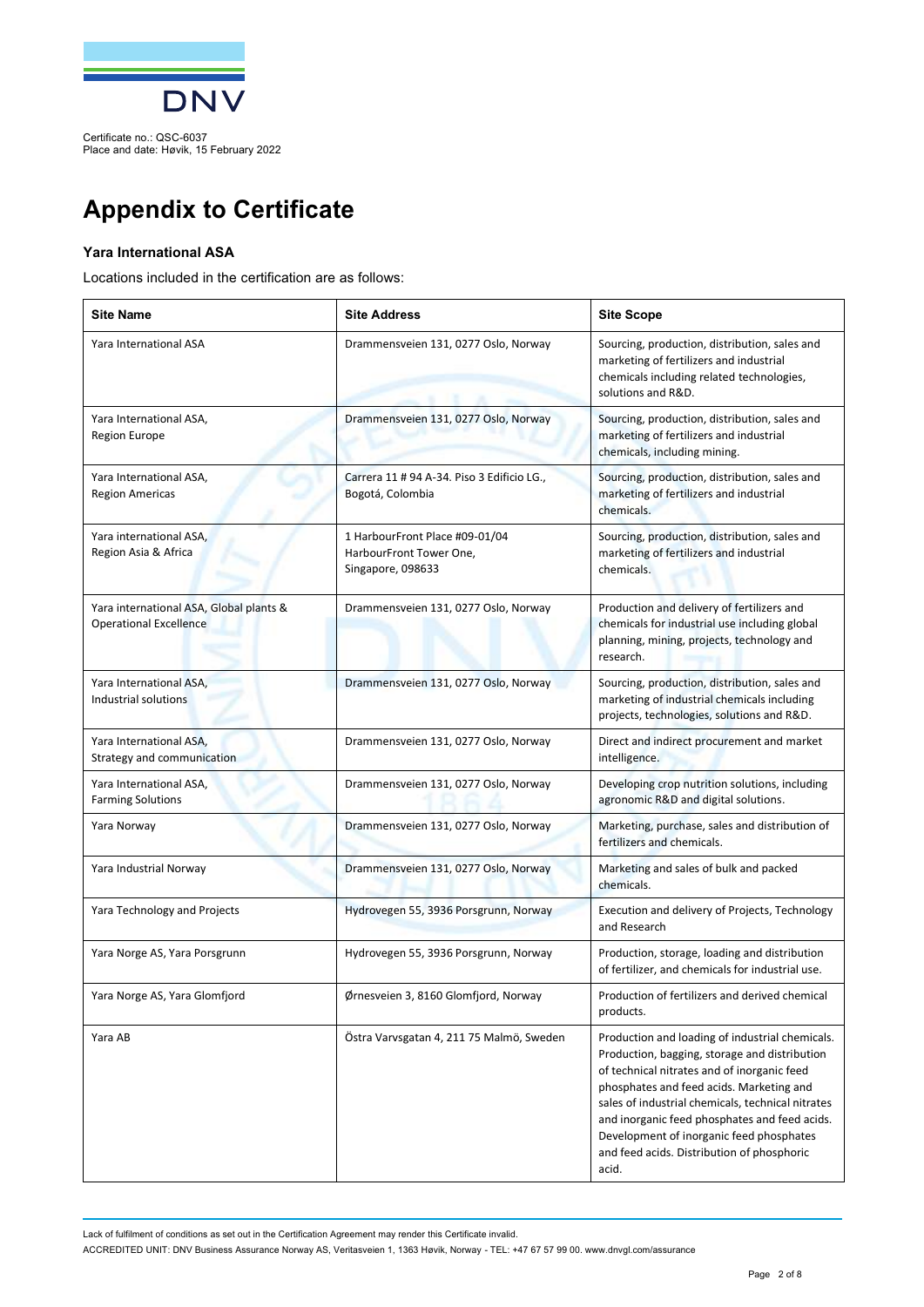Certificate no.: QSC-6037
Place and date: Høvik, 15 February 2022

# Appendix to Certificate

### Yara International ASA

Locations included in the certification are as follows:

| Site Name | Site Address | Site Scope |
|---|---|---|
| Yara International ASA | Drammensveien 131, 0277 Oslo, Norway | Sourcing, production, distribution, sales and marketing of fertilizers and industrial chemicals including related technologies, solutions and R&D. |
| Yara International ASA, Region Europe | Drammensveien 131, 0277 Oslo, Norway | Sourcing, production, distribution, sales and marketing of fertilizers and industrial chemicals, including mining. |
| Yara International ASA, Region Americas | Carrera 11 # 94 A-34. Piso 3 Edificio LG., Bogotá, Colombia | Sourcing, production, distribution, sales and marketing of fertilizers and industrial chemicals. |
| Yara international ASA, Region Asia & Africa | 1 HarbourFront Place #09-01/04 HarbourFront Tower One, Singapore, 098633 | Sourcing, production, distribution, sales and marketing of fertilizers and industrial chemicals. |
| Yara international ASA, Global plants & Operational Excellence | Drammensveien 131, 0277 Oslo, Norway | Production and delivery of fertilizers and chemicals for industrial use including global planning, mining, projects, technology and research. |
| Yara International ASA, Industrial solutions | Drammensveien 131, 0277 Oslo, Norway | Sourcing, production, distribution, sales and marketing of industrial chemicals including projects, technologies, solutions and R&D. |
| Yara International ASA, Strategy and communication | Drammensveien 131, 0277 Oslo, Norway | Direct and indirect procurement and market intelligence. |
| Yara International ASA, Farming Solutions | Drammensveien 131, 0277 Oslo, Norway | Developing crop nutrition solutions, including agronomic R&D and digital solutions. |
| Yara Norway | Drammensveien 131, 0277 Oslo, Norway | Marketing, purchase, sales and distribution of fertilizers and chemicals. |
| Yara Industrial Norway | Drammensveien 131, 0277 Oslo, Norway | Marketing and sales of bulk and packed chemicals. |
| Yara Technology and Projects | Hydrovegen 55, 3936 Porsgrunn, Norway | Execution and delivery of Projects, Technology and Research |
| Yara Norge AS, Yara Porsgrunn | Hydrovegen 55, 3936 Porsgrunn, Norway | Production, storage, loading and distribution of fertilizer, and chemicals for industrial use. |
| Yara Norge AS, Yara Glomfjord | Ørnesveien 3, 8160 Glomfjord, Norway | Production of fertilizers and derived chemical products. |
| Yara AB | Östra Varvsgatan 4, 211 75 Malmö, Sweden | Production and loading of industrial chemicals. Production, bagging, storage and distribution of technical nitrates and of inorganic feed phosphates and feed acids. Marketing and sales of industrial chemicals, technical nitrates and inorganic feed phosphates and feed acids. Development of inorganic feed phosphates and feed acids. Distribution of phosphoric acid. |

Lack of fulfilment of conditions as set out in the Certification Agreement may render this Certificate invalid.
ACCREDITED UNIT: DNV Business Assurance Norway AS, Veritasveien 1, 1363 Høvik, Norway - TEL: +47 67 57 99 00. www.dnvgl.com/assurance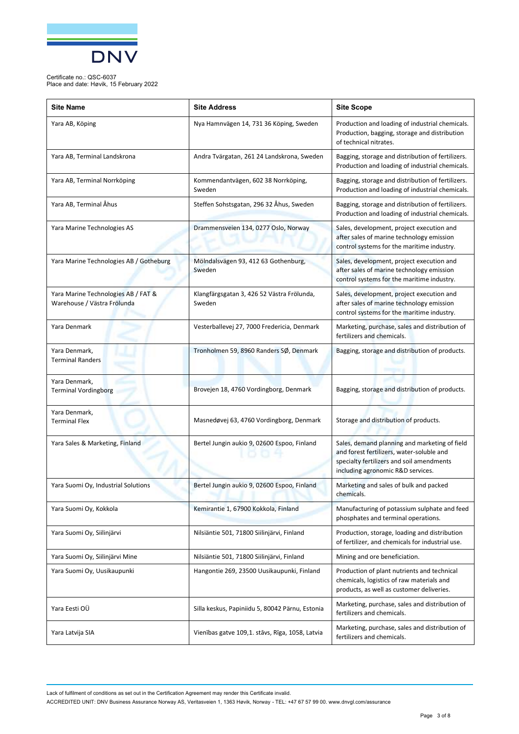Certificate no.: QSC-6037
Place and date: Høvik, 15 February 2022

| Site Name | Site Address | Site Scope |
|---|---|---|
| Yara AB, Köping | Nya Hamnvägen 14, 731 36 Köping, Sweden | Production and loading of industrial chemicals. Production, bagging, storage and distribution of technical nitrates. |
| Yara AB, Terminal Landskrona | Andra Tvärgatan, 261 24 Landskrona, Sweden | Bagging, storage and distribution of fertilizers. Production and loading of industrial chemicals. |
| Yara AB, Terminal Norrköping | Kommendantvägen, 602 38 Norrköping, Sweden | Bagging, storage and distribution of fertilizers. Production and loading of industrial chemicals. |
| Yara AB, Terminal Åhus | Steffen Sohstsgatan, 296 32 Åhus, Sweden | Bagging, storage and distribution of fertilizers. Production and loading of industrial chemicals. |
| Yara Marine Technologies AS | Drammensveien 134, 0277 Oslo, Norway | Sales, development, project execution and after sales of marine technology emission control systems for the maritime industry. |
| Yara Marine Technologies AB / Gotheburg | Mölndalsvägen 93, 412 63 Gothenburg, Sweden | Sales, development, project execution and after sales of marine technology emission control systems for the maritime industry. |
| Yara Marine Technologies AB / FAT & Warehouse / Västra Frölunda | Klangfärgsgatan 3, 426 52 Västra Frölunda, Sweden | Sales, development, project execution and after sales of marine technology emission control systems for the maritime industry. |
| Yara Denmark | Vesterballevej 27, 7000 Fredericia, Denmark | Marketing, purchase, sales and distribution of fertilizers and chemicals. |
| Yara Denmark, Terminal Randers | Tronholmen 59, 8960 Randers SØ, Denmark | Bagging, storage and distribution of products. |
| Yara Denmark, Terminal Vordingborg | Brovejen 18, 4760 Vordingborg, Denmark | Bagging, storage and distribution of products. |
| Yara Denmark, Terminal Flex | Masnedøvej 63, 4760 Vordingborg, Denmark | Storage and distribution of products. |
| Yara Sales & Marketing, Finland | Bertel Jungin aukio 9, 02600 Espoo, Finland | Sales, demand planning and marketing of field and forest fertilizers, water-soluble and specialty fertilizers and soil amendments including agronomic R&D services. |
| Yara Suomi Oy, Industrial Solutions | Bertel Jungin aukio 9, 02600 Espoo, Finland | Marketing and sales of bulk and packed chemicals. |
| Yara Suomi Oy, Kokkola | Kemirantie 1, 67900 Kokkola, Finland | Manufacturing of potassium sulphate and feed phosphates and terminal operations. |
| Yara Suomi Oy, Siilinjärvi | Nilsiäntie 501, 71800 Siilinjärvi, Finland | Production, storage, loading and distribution of fertilizer, and chemicals for industrial use. |
| Yara Suomi Oy, Siilinjärvi Mine | Nilsiäntie 501, 71800 Siilinjärvi, Finland | Mining and ore beneficiation. |
| Yara Suomi Oy, Uusikaupunki | Hangontie 269, 23500 Uusikaupunki, Finland | Production of plant nutrients and technical chemicals, logistics of raw materials and products, as well as customer deliveries. |
| Yara Eesti OÜ | Silla keskus, Papiniidu 5, 80042 Pärnu, Estonia | Marketing, purchase, sales and distribution of fertilizers and chemicals. |
| Yara Latvija SIA | Vienības gatve 109,1. stāvs, Rīga, 1058, Latvia | Marketing, purchase, sales and distribution of fertilizers and chemicals. |

Lack of fulfilment of conditions as set out in the Certification Agreement may render this Certificate invalid.

ACCREDITED UNIT: DNV Business Assurance Norway AS, Veritasveien 1, 1363 Høvik, Norway - TEL: +47 67 57 99 00. www.dnvgl.com/assurance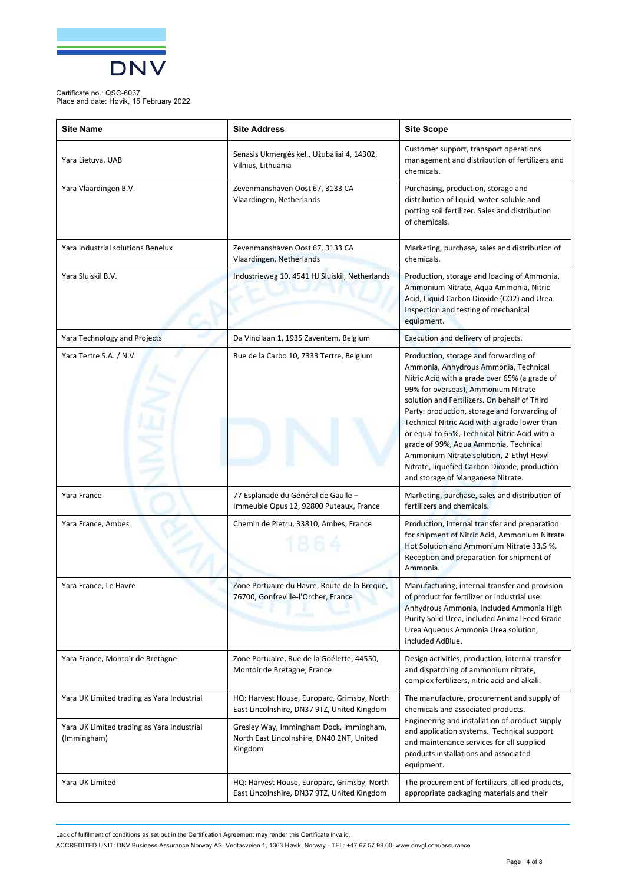Certificate no.: QSC-6037
Place and date: Høvik, 15 February 2022

| Site Name | Site Address | Site Scope |
|---|---|---|
| Yara Lietuva, UAB | Senasis Ukmergės kel., Užubaliai 4, 14302, Vilnius, Lithuania | Customer support, transport operations management and distribution of fertilizers and chemicals. |
| Yara Vlaardingen B.V. | Zevenmanshaven Oost 67, 3133 CA Vlaardingen, Netherlands | Purchasing, production, storage and distribution of liquid, water-soluble and potting soil fertilizer. Sales and distribution of chemicals. |
| Yara Industrial solutions Benelux | Zevenmanshaven Oost 67, 3133 CA Vlaardingen, Netherlands | Marketing, purchase, sales and distribution of chemicals. |
| Yara Sluiskil B.V. | Industrieweg 10, 4541 HJ Sluiskil, Netherlands | Production, storage and loading of Ammonia, Ammonium Nitrate, Aqua Ammonia, Nitric Acid, Liquid Carbon Dioxide (CO2) and Urea. Inspection and testing of mechanical equipment. |
| Yara Technology and Projects | Da Vincilaan 1, 1935 Zaventem, Belgium | Execution and delivery of projects. |
| Yara Tertre S.A. / N.V. | Rue de la Carbo 10, 7333 Tertre, Belgium | Production, storage and forwarding of Ammonia, Anhydrous Ammonia, Technical Nitric Acid with a grade over 65% (a grade of 99% for overseas), Ammonium Nitrate solution and Fertilizers. On behalf of Third Party: production, storage and forwarding of Technical Nitric Acid with a grade lower than or equal to 65%, Technical Nitric Acid with a grade of 99%, Aqua Ammonia, Technical Ammonium Nitrate solution, 2-Ethyl Hexyl Nitrate, liquefied Carbon Dioxide, production and storage of Manganese Nitrate. |
| Yara France | 77 Esplanade du Général de Gaulle – Immeuble Opus 12, 92800 Puteaux, France | Marketing, purchase, sales and distribution of fertilizers and chemicals. |
| Yara France, Ambes | Chemin de Pietru, 33810, Ambes, France | Production, internal transfer and preparation for shipment of Nitric Acid, Ammonium Nitrate Hot Solution and Ammonium Nitrate 33,5 %. Reception and preparation for shipment of Ammonia. |
| Yara France, Le Havre | Zone Portuaire du Havre, Route de la Breque, 76700, Gonfreville-l'Orcher, France | Manufacturing, internal transfer and provision of product for fertilizer or industrial use: Anhydrous Ammonia, included Ammonia High Purity Solid Urea, included Animal Feed Grade Urea Aqueous Ammonia Urea solution, included AdBlue. |
| Yara France, Montoir de Bretagne | Zone Portuaire, Rue de la Goélette, 44550, Montoir de Bretagne, France | Design activities, production, internal transfer and dispatching of ammonium nitrate, complex fertilizers, nitric acid and alkali. |
| Yara UK Limited trading as Yara Industrial | HQ: Harvest House, Europarc, Grimsby, North East Lincolnshire, DN37 9TZ, United Kingdom | The manufacture, procurement and supply of chemicals and associated products. Engineering and installation of product supply and application systems. Technical support and maintenance services for all supplied products installations and associated equipment. |
| Yara UK Limited trading as Yara Industrial (Immingham) | Gresley Way, Immingham Dock, Immingham, North East Lincolnshire, DN40 2NT, United Kingdom | |
| Yara UK Limited | HQ: Harvest House, Europarc, Grimsby, North East Lincolnshire, DN37 9TZ, United Kingdom | The procurement of fertilizers, allied products, appropriate packaging materials and their |

Lack of fulfilment of conditions as set out in the Certification Agreement may render this Certificate invalid.
ACCREDITED UNIT: DNV Business Assurance Norway AS, Veritasveien 1, 1363 Høvik, Norway - TEL: +47 67 57 99 00. www.dnvgl.com/assurance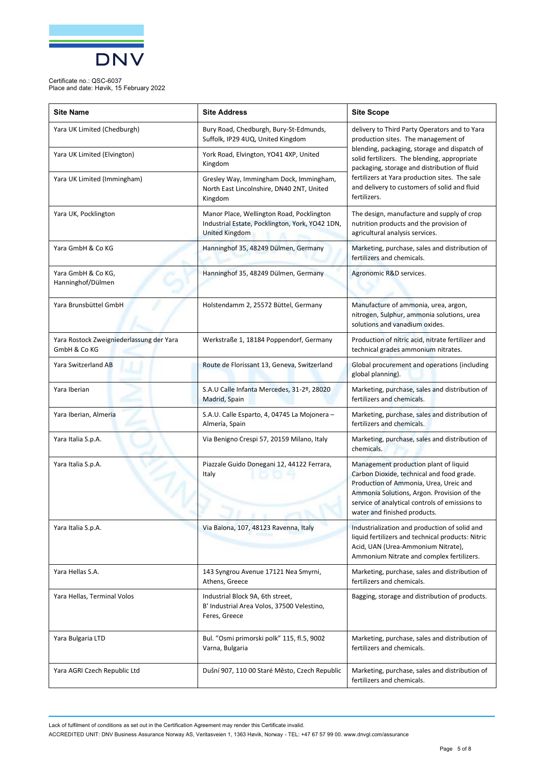Certificate no.: QSC-6037
Place and date: Høvik, 15 February 2022

| Site Name | Site Address | Site Scope |
|---|---|---|
| Yara UK Limited (Chedburgh) | Bury Road, Chedburgh, Bury-St-Edmunds, Suffolk, IP29 4UQ, United Kingdom | delivery to Third Party Operators and to Yara production sites. The management of blending, packaging, storage and dispatch of solid fertilizers. The blending, appropriate packaging, storage and distribution of fluid fertilizers at Yara production sites. The sale and delivery to customers of solid and fluid fertilizers. |
| Yara UK Limited (Elvington) | York Road, Elvington, YO41 4XP, United Kingdom | |
| Yara UK Limited (Immingham) | Gresley Way, Immingham Dock, Immingham, North East Lincolnshire, DN40 2NT, United Kingdom | |
| Yara UK, Pocklington | Manor Place, Wellington Road, Pocklington Industrial Estate, Pocklington, York, YO42 1DN, United Kingdom | The design, manufacture and supply of crop nutrition products and the provision of agricultural analysis services. |
| Yara GmbH & Co KG | Hanninghof 35, 48249 Dülmen, Germany | Marketing, purchase, sales and distribution of fertilizers and chemicals. |
| Yara GmbH & Co KG, Hanninghof/Dülmen | Hanninghof 35, 48249 Dülmen, Germany | Agronomic R&D services. |
| Yara Brunsbüttel GmbH | Holstendamm 2, 25572 Büttel, Germany | Manufacture of ammonia, urea, argon, nitrogen, Sulphur, ammonia solutions, urea solutions and vanadium oxides. |
| Yara Rostock Zweigniederlassung der Yara GmbH & Co KG | Werkstraße 1, 18184 Poppendorf, Germany | Production of nitric acid, nitrate fertilizer and technical grades ammonium nitrates. |
| Yara Switzerland AB | Route de Florissant 13, Geneva, Switzerland | Global procurement and operations (including global planning). |
| Yara Iberian | S.A.U Calle Infanta Mercedes, 31-2º, 28020 Madrid, Spain | Marketing, purchase, sales and distribution of fertilizers and chemicals. |
| Yara Iberian, Almeria | S.A.U. Calle Esparto, 4, 04745 La Mojonera – Almería, Spain | Marketing, purchase, sales and distribution of fertilizers and chemicals. |
| Yara Italia S.p.A. | Via Benigno Crespi 57, 20159 Milano, Italy | Marketing, purchase, sales and distribution of chemicals. |
| Yara Italia S.p.A. | Piazzale Guido Donegani 12, 44122 Ferrara, Italy | Management production plant of liquid Carbon Dioxide, technical and food grade. Production of Ammonia, Urea, Ureic and Ammonia Solutions, Argon. Provision of the service of analytical controls of emissions to water and finished products. |
| Yara Italia S.p.A. | Via Baiona, 107, 48123 Ravenna, Italy | Industrialization and production of solid and liquid fertilizers and technical products: Nitric Acid, UAN (Urea-Ammonium Nitrate), Ammonium Nitrate and complex fertilizers. |
| Yara Hellas S.A. | 143 Syngrou Avenue 17121 Nea Smyrni, Athens, Greece | Marketing, purchase, sales and distribution of fertilizers and chemicals. |
| Yara Hellas, Terminal Volos | Industrial Block 9A, 6th street, B' Industrial Area Volos, 37500 Velestino, Feres, Greece | Bagging, storage and distribution of products. |
| Yara Bulgaria LTD | Bul. "Osmi primorski polk" 115, fl.5, 9002 Varna, Bulgaria | Marketing, purchase, sales and distribution of fertilizers and chemicals. |
| Yara AGRI Czech Republic Ltd | Dušní 907, 110 00 Staré Město, Czech Republic | Marketing, purchase, sales and distribution of fertilizers and chemicals. |

Lack of fulfilment of conditions as set out in the Certification Agreement may render this Certificate invalid.
ACCREDITED UNIT: DNV Business Assurance Norway AS, Veritasveien 1, 1363 Høvik, Norway - TEL: +47 67 57 99 00. www.dnvgl.com/assurance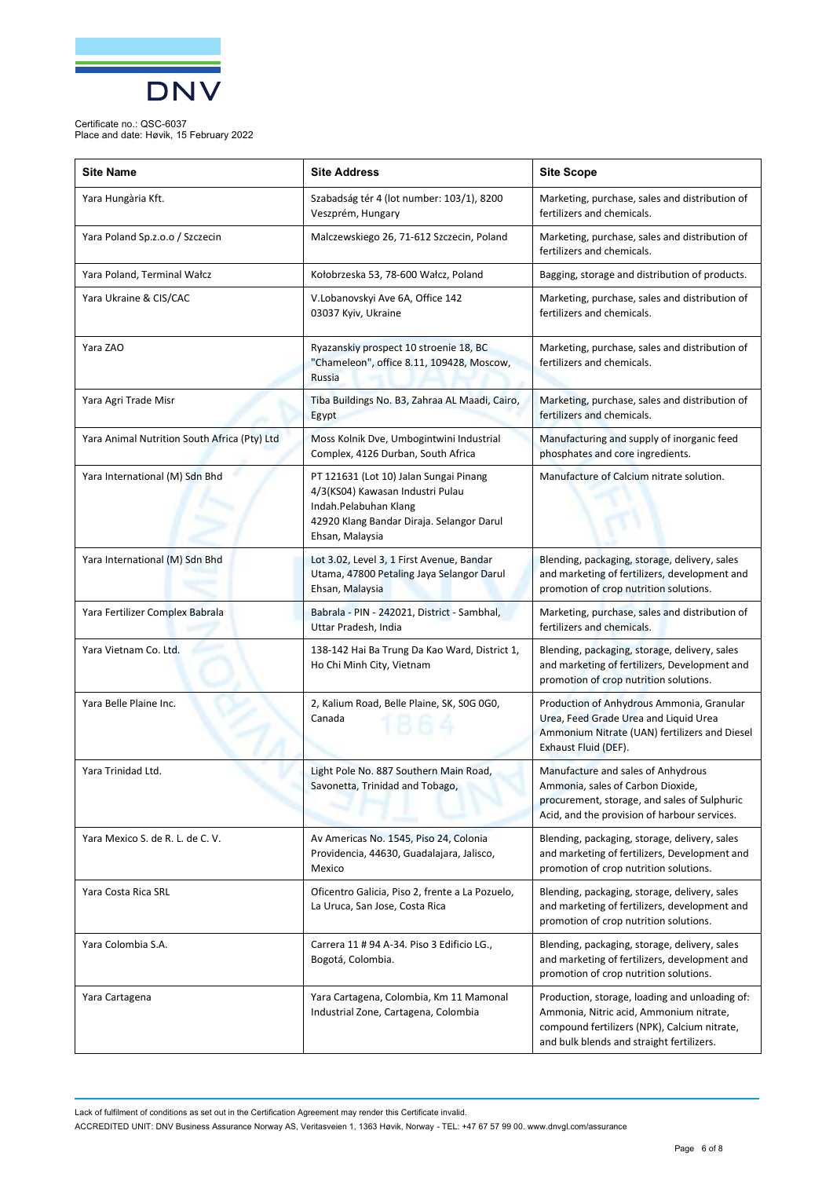Certificate no.: QSC-6037
Place and date: Høvik, 15 February 2022

| Site Name | Site Address | Site Scope |
|---|---|---|
| Yara Hungària Kft. | Szabadság tér 4 (lot number: 103/1), 8200 Veszprém, Hungary | Marketing, purchase, sales and distribution of fertilizers and chemicals. |
| Yara Poland Sp.z.o.o / Szczecin | Malczewskiego 26, 71-612 Szczecin, Poland | Marketing, purchase, sales and distribution of fertilizers and chemicals. |
| Yara Poland, Terminal Wałcz | Kołobrzeska 53, 78-600 Wałcz, Poland | Bagging, storage and distribution of products. |
| Yara Ukraine & CIS/CAC | V.Lobanovskyi Ave 6A, Office 142 03037 Kyiv, Ukraine | Marketing, purchase, sales and distribution of fertilizers and chemicals. |
| Yara ZAO | Ryazanskiy prospect 10 stroenie 18, BC "Chameleon", office 8.11, 109428, Moscow, Russia | Marketing, purchase, sales and distribution of fertilizers and chemicals. |
| Yara Agri Trade Misr | Tiba Buildings No. B3, Zahraa AL Maadi, Cairo, Egypt | Marketing, purchase, sales and distribution of fertilizers and chemicals. |
| Yara Animal Nutrition South Africa (Pty) Ltd | Moss Kolnik Dve, Umbogintwini Industrial Complex, 4126 Durban, South Africa | Manufacturing and supply of inorganic feed phosphates and core ingredients. |
| Yara International (M) Sdn Bhd | PT 121631 (Lot 10) Jalan Sungai Pinang 4/3(KS04) Kawasan Industri Pulau Indah.Pelabuhan Klang 42920 Klang Bandar Diraja. Selangor Darul Ehsan, Malaysia | Manufacture of Calcium nitrate solution. |
| Yara International (M) Sdn Bhd | Lot 3.02, Level 3, 1 First Avenue, Bandar Utama, 47800 Petaling Jaya Selangor Darul Ehsan, Malaysia | Blending, packaging, storage, delivery, sales and marketing of fertilizers, development and promotion of crop nutrition solutions. |
| Yara Fertilizer Complex Babrala | Babrala - PIN - 242021, District - Sambhal, Uttar Pradesh, India | Marketing, purchase, sales and distribution of fertilizers and chemicals. |
| Yara Vietnam Co. Ltd. | 138-142 Hai Ba Trung Da Kao Ward, District 1, Ho Chi Minh City, Vietnam | Blending, packaging, storage, delivery, sales and marketing of fertilizers, Development and promotion of crop nutrition solutions. |
| Yara Belle Plaine Inc. | 2, Kalium Road, Belle Plaine, SK, S0G 0G0, Canada | Production of Anhydrous Ammonia, Granular Urea, Feed Grade Urea and Liquid Urea Ammonium Nitrate (UAN) fertilizers and Diesel Exhaust Fluid (DEF). |
| Yara Trinidad Ltd. | Light Pole No. 887 Southern Main Road, Savonetta, Trinidad and Tobago, | Manufacture and sales of Anhydrous Ammonia, sales of Carbon Dioxide, procurement, storage, and sales of Sulphuric Acid, and the provision of harbour services. |
| Yara Mexico S. de R. L. de C. V. | Av Americas No. 1545, Piso 24, Colonia Providencia, 44630, Guadalajara, Jalisco, Mexico | Blending, packaging, storage, delivery, sales and marketing of fertilizers, Development and promotion of crop nutrition solutions. |
| Yara Costa Rica SRL | Oficentro Galicia, Piso 2, frente a La Pozuelo, La Uruca, San Jose, Costa Rica | Blending, packaging, storage, delivery, sales and marketing of fertilizers, development and promotion of crop nutrition solutions. |
| Yara Colombia S.A. | Carrera 11 # 94 A-34. Piso 3 Edificio LG., Bogotá, Colombia. | Blending, packaging, storage, delivery, sales and marketing of fertilizers, development and promotion of crop nutrition solutions. |
| Yara Cartagena | Yara Cartagena, Colombia, Km 11 Mamonal Industrial Zone, Cartagena, Colombia | Production, storage, loading and unloading of: Ammonia, Nitric acid, Ammonium nitrate, compound fertilizers (NPK), Calcium nitrate, and bulk blends and straight fertilizers. |

Lack of fulfilment of conditions as set out in the Certification Agreement may render this Certificate invalid.
ACCREDITED UNIT: DNV Business Assurance Norway AS, Veritasveien 1, 1363 Høvik, Norway - TEL: +47 67 57 99 00. www.dnvgl.com/assurance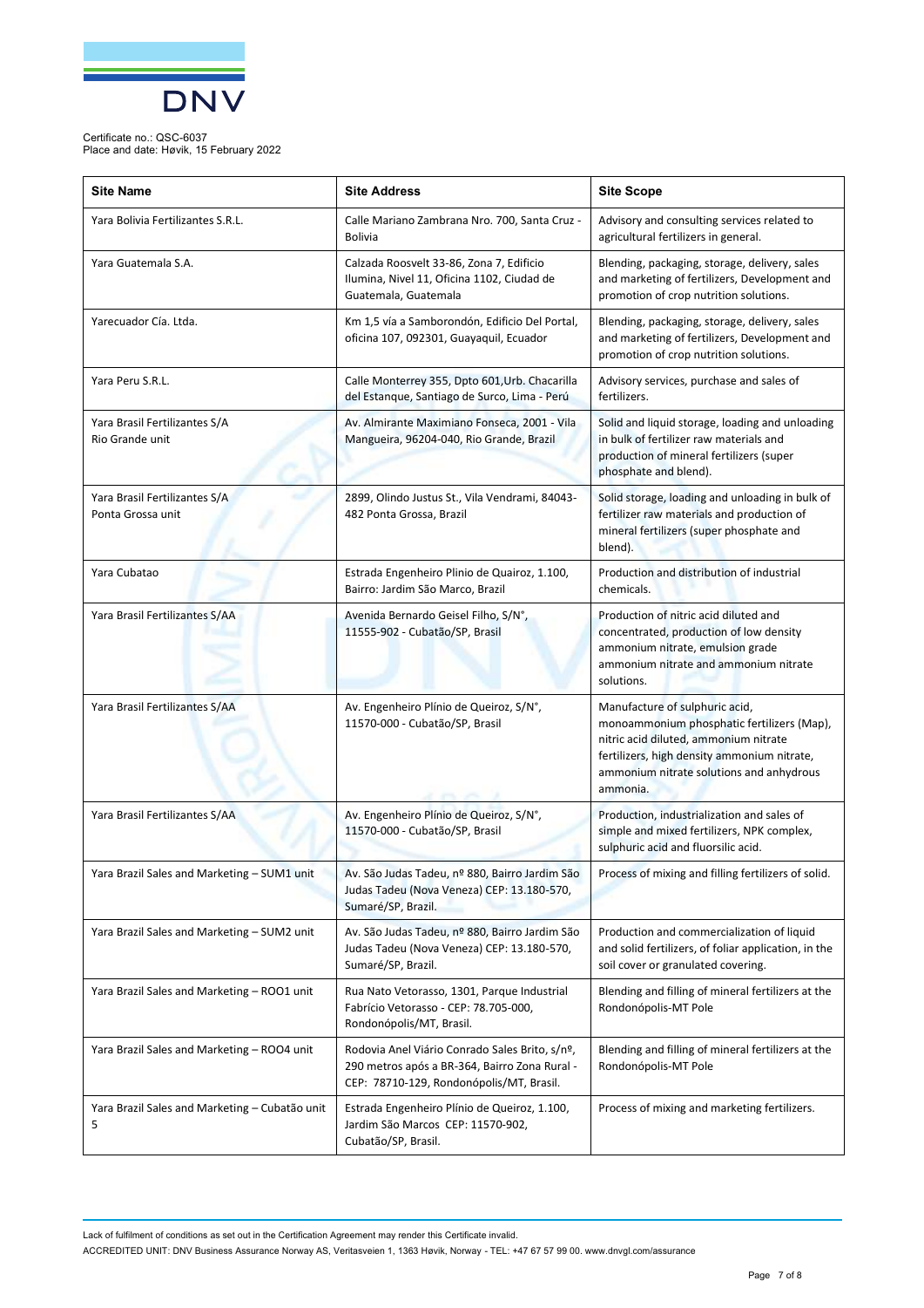Certificate no.: QSC-6037
Place and date: Høvik, 15 February 2022

| Site Name | Site Address | Site Scope |
|---|---|---|
| Yara Bolivia Fertilizantes S.R.L. | Calle Mariano Zambrana Nro. 700, Santa Cruz - Bolivia | Advisory and consulting services related to agricultural fertilizers in general. |
| Yara Guatemala S.A. | Calzada Roosvelt 33-86, Zona 7, Edificio Ilumina, Nivel 11, Oficina 1102, Ciudad de Guatemala, Guatemala | Blending, packaging, storage, delivery, sales and marketing of fertilizers, Development and promotion of crop nutrition solutions. |
| Yarecuador Cía. Ltda. | Km 1,5 vía a Samborondón, Edificio Del Portal, oficina 107, 092301, Guayaquil, Ecuador | Blending, packaging, storage, delivery, sales and marketing of fertilizers, Development and promotion of crop nutrition solutions. |
| Yara Peru S.R.L. | Calle Monterrey 355, Dpto 601,Urb. Chacarilla del Estanque, Santiago de Surco, Lima - Perú | Advisory services, purchase and sales of fertilizers. |
| Yara Brasil Fertilizantes S/A Rio Grande unit | Av. Almirante Maximiano Fonseca, 2001 - Vila Mangueira, 96204-040, Rio Grande, Brazil | Solid and liquid storage, loading and unloading in bulk of fertilizer raw materials and production of mineral fertilizers (super phosphate and blend). |
| Yara Brasil Fertilizantes S/A Ponta Grossa unit | 2899, Olindo Justus St., Vila Vendrami, 84043-482 Ponta Grossa, Brazil | Solid storage, loading and unloading in bulk of fertilizer raw materials and production of mineral fertilizers (super phosphate and blend). |
| Yara Cubatao | Estrada Engenheiro Plinio de Quairoz, 1.100, Bairro: Jardim São Marco, Brazil | Production and distribution of industrial chemicals. |
| Yara Brasil Fertilizantes S/AA | Avenida Bernardo Geisel Filho, S/N°, 11555-902 - Cubatão/SP, Brasil | Production of nitric acid diluted and concentrated, production of low density ammonium nitrate, emulsion grade ammonium nitrate and ammonium nitrate solutions. |
| Yara Brasil Fertilizantes S/AA | Av. Engenheiro Plínio de Queiroz, S/N°, 11570-000 - Cubatão/SP, Brasil | Manufacture of sulphuric acid, monoammonium phosphatic fertilizers (Map), nitric acid diluted, ammonium nitrate fertilizers, high density ammonium nitrate, ammonium nitrate solutions and anhydrous ammonia. |
| Yara Brasil Fertilizantes S/AA | Av. Engenheiro Plínio de Queiroz, S/N°, 11570-000 - Cubatão/SP, Brasil | Production, industrialization and sales of simple and mixed fertilizers, NPK complex, sulphuric acid and fluorsilic acid. |
| Yara Brazil Sales and Marketing – SUM1 unit | Av. São Judas Tadeu, nº 880, Bairro Jardim São Judas Tadeu (Nova Veneza) CEP: 13.180-570, Sumaré/SP, Brazil. | Process of mixing and filling fertilizers of solid. |
| Yara Brazil Sales and Marketing – SUM2 unit | Av. São Judas Tadeu, nº 880, Bairro Jardim São Judas Tadeu (Nova Veneza) CEP: 13.180-570, Sumaré/SP, Brazil. | Production and commercialization of liquid and solid fertilizers, of foliar application, in the soil cover or granulated covering. |
| Yara Brazil Sales and Marketing – ROO1 unit | Rua Nato Vetorasso, 1301, Parque Industrial Fabrício Vetorasso - CEP: 78.705-000, Rondonópolis/MT, Brasil. | Blending and filling of mineral fertilizers at the Rondonópolis-MT Pole |
| Yara Brazil Sales and Marketing – ROO4 unit | Rodovia Anel Viário Conrado Sales Brito, s/nº, 290 metros após a BR-364, Bairro Zona Rural - CEP: 78710-129, Rondonópolis/MT, Brasil. | Blending and filling of mineral fertilizers at the Rondonópolis-MT Pole |
| Yara Brazil Sales and Marketing – Cubatão unit 5 | Estrada Engenheiro Plínio de Queiroz, 1.100, Jardim São Marcos CEP: 11570-902, Cubatão/SP, Brasil. | Process of mixing and marketing fertilizers. |

Lack of fulfilment of conditions as set out in the Certification Agreement may render this Certificate invalid.

ACCREDITED UNIT: DNV Business Assurance Norway AS, Veritasveien 1, 1363 Høvik, Norway - TEL: +47 67 57 99 00. www.dnvgl.com/assurance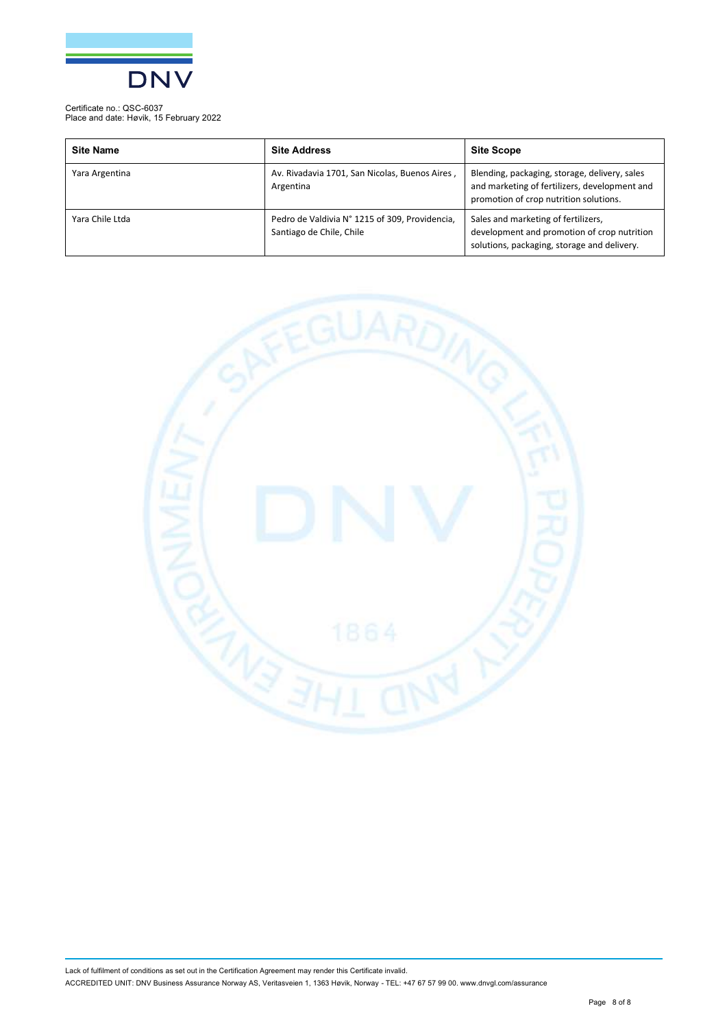Certificate no.: QSC-6037
Place and date: Høvik, 15 February 2022

| Site Name | Site Address | Site Scope |
|---|---|---|
| Yara Argentina | Av. Rivadavia 1701, San Nicolas, Buenos Aires , Argentina | Blending, packaging, storage, delivery, sales and marketing of fertilizers, development and promotion of crop nutrition solutions. |
| Yara Chile Ltda | Pedro de Valdivia N° 1215 of 309, Providencia, Santiago de Chile, Chile | Sales and marketing of fertilizers, development and promotion of crop nutrition solutions, packaging, storage and delivery. |

Lack of fulfilment of conditions as set out in the Certification Agreement may render this Certificate invalid.

ACCREDITED UNIT: DNV Business Assurance Norway AS, Veritasveien 1, 1363 Høvik, Norway - TEL: +47 67 57 99 00. www.dnvgl.com/assurance